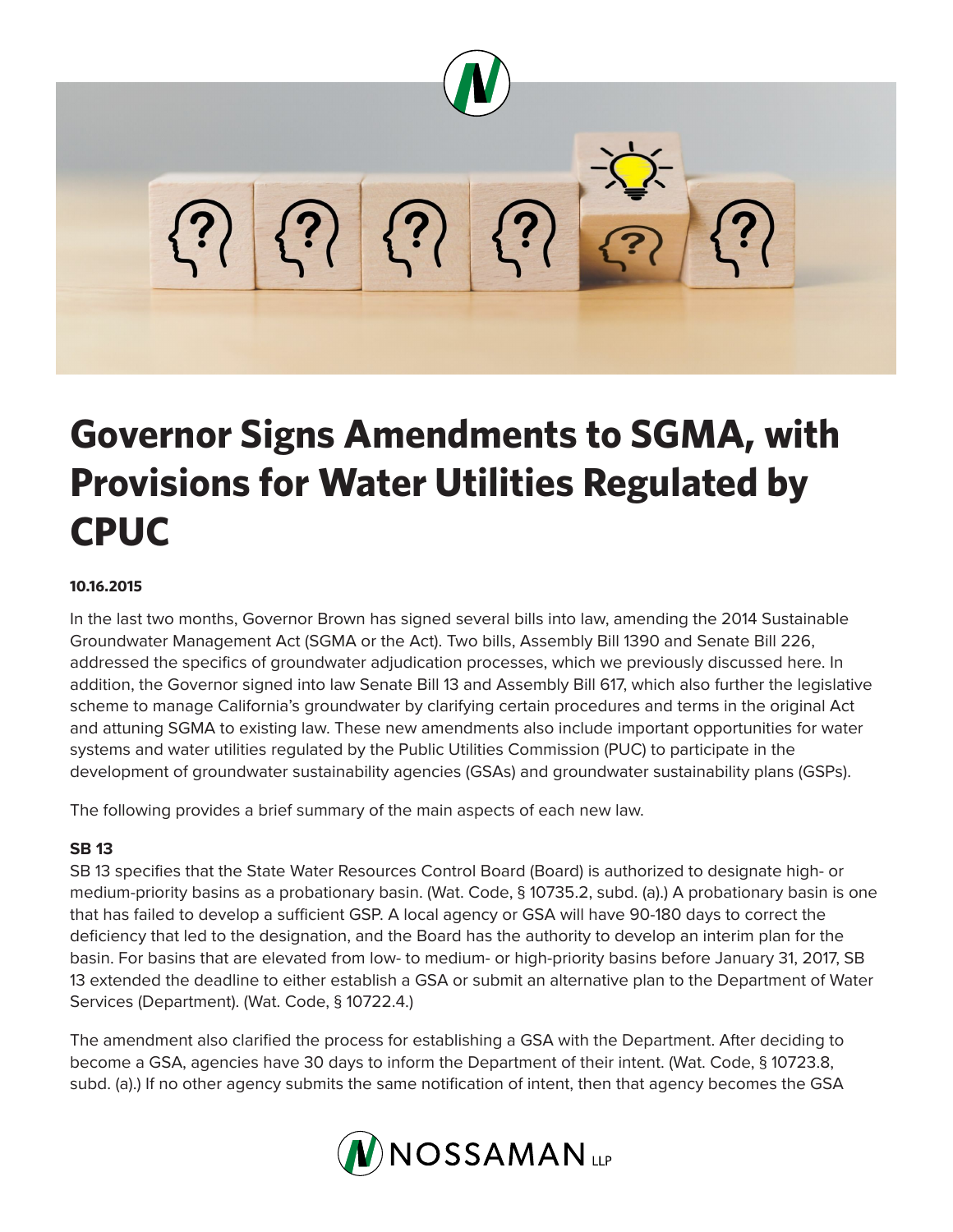# Governor Signs Amendments to SGMA, with Provisions for Water Utilities Regulated by CPUC

**10.16.2015**

In the last two months, Governor Brown has signed several bills into law, amending the 2014 Sustainable Groundwater Management Act (SGMA or the Act). Two bills, Assembly Bill 1390 and Senate Bill 226, addressed the specifics of groundwater adjudication processes, which we previously discussed here. In addition, the Governor signed into law Senate Bill 13 and Assembly Bill 617, which also further the legislative scheme to manage California's groundwater by clarifying certain procedures and terms in the original Act and attuning SGMA to existing law. These new amendments also include important opportunities for water systems and water utilities regulated by the Public Utilities Commission (PUC) to participate in the development of groundwater sustainability agencies (GSAs) and groundwater sustainability plans (GSPs).

The following provides a brief summary of the main aspects of each new law.

**SB 13**

SB 13 specifies that the State Water Resources Control Board (Board) is authorized to designate high- or medium-priority basins as a probationary basin. (Wat. Code, § 10735.2, subd. (a).) A probationary basin is one that has failed to develop a sufficient GSP. A local agency or GSA will have 90-180 days to correct the deficiency that led to the designation, and the Board has the authority to develop an interim plan for the basin. For basins that are elevated from low- to medium- or high-priority basins before January 31, 2017, SB 13 extended the deadline to either establish a GSA or submit an alternative plan to the Department of Water Services (Department). (Wat. Code, § 10722.4.)

The amendment also clarified the process for establishing a GSA with the Department. After deciding to become a GSA, agencies have 30 days to inform the Department of their intent. (Wat. Code, § 10723.8, subd. (a).) If no other agency submits the same notification of intent, then that agency becomes the GSA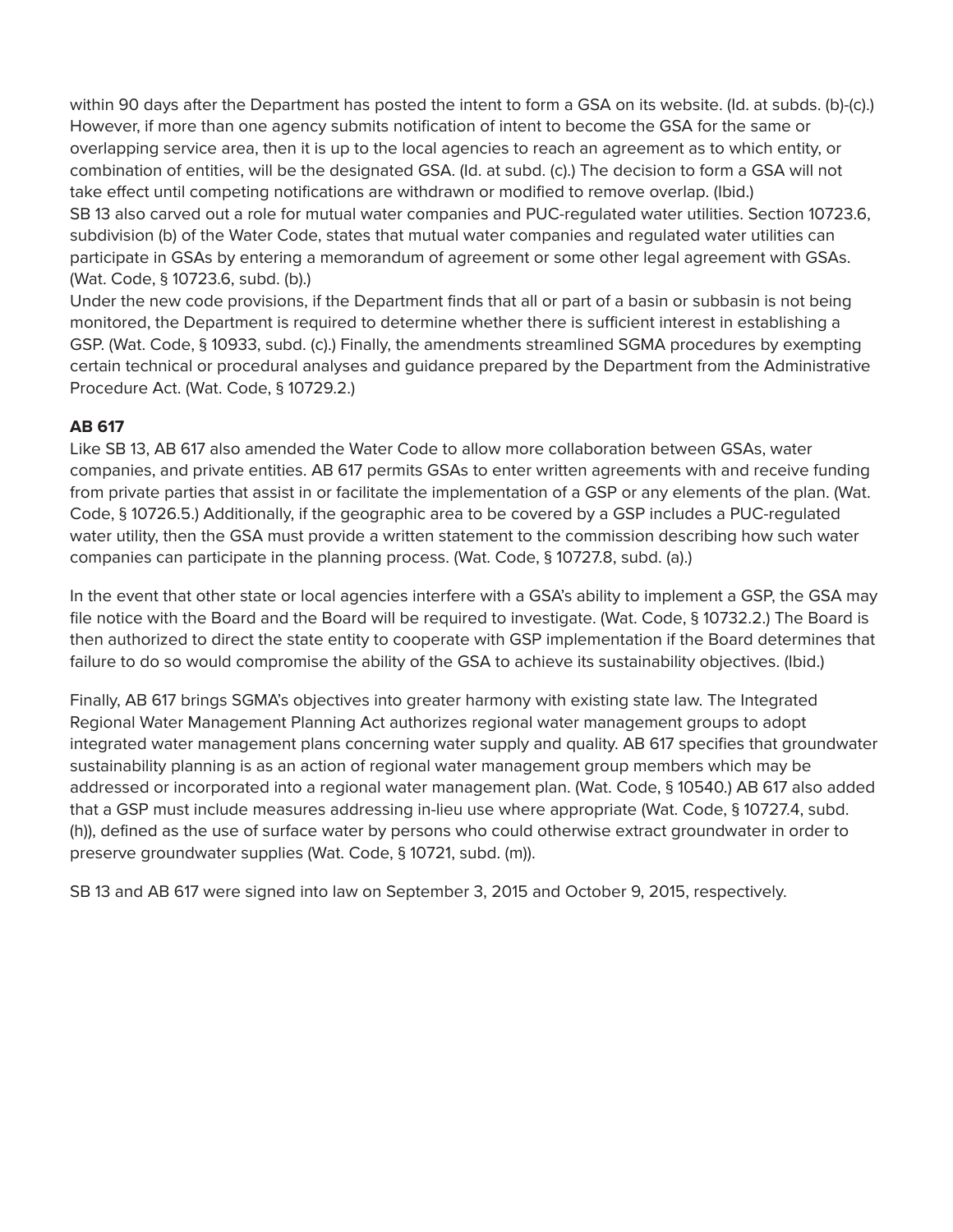within 90 days after the Department has posted the intent to form a GSA on its website. (Id. at subds. (b)-(c).) However, if more than one agency submits notification of intent to become the GSA for the same or overlapping service area, then it is up to the local agencies to reach an agreement as to which entity, or combination of entities, will be the designated GSA. (Id. at subd. (c).) The decision to form a GSA will not take effect until competing notifications are withdrawn or modified to remove overlap. (Ibid.)

SB 13 also carved out a role for mutual water companies and PUC-regulated water utilities. Section 10723.6, subdivision (b) of the Water Code, states that mutual water companies and regulated water utilities can participate in GSAs by entering a memorandum of agreement or some other legal agreement with GSAs. (Wat. Code, § 10723.6, subd. (b).)

Under the new code provisions, if the Department finds that all or part of a basin or subbasin is not being monitored, the Department is required to determine whether there is sufficient interest in establishing a GSP. (Wat. Code, § 10933, subd. (c).) Finally, the amendments streamlined SGMA procedures by exempting certain technical or procedural analyses and guidance prepared by the Department from the Administrative Procedure Act. (Wat. Code, § 10729.2.)

**AB 617**

Like SB 13, AB 617 also amended the Water Code to allow more collaboration between GSAs, water companies, and private entities. AB 617 permits GSAs to enter written agreements with and receive funding from private parties that assist in or facilitate the implementation of a GSP or any elements of the plan. (Wat. Code, § 10726.5.) Additionally, if the geographic area to be covered by a GSP includes a PUC-regulated water utility, then the GSA must provide a written statement to the commission describing how such water companies can participate in the planning process. (Wat. Code, § 10727.8, subd. (a).)

In the event that other state or local agencies interfere with a GSA's ability to implement a GSP, the GSA may file notice with the Board and the Board will be required to investigate. (Wat. Code, § 10732.2.) The Board is then authorized to direct the state entity to cooperate with GSP implementation if the Board determines that failure to do so would compromise the ability of the GSA to achieve its sustainability objectives. (Ibid.)

Finally, AB 617 brings SGMA's objectives into greater harmony with existing state law. The Integrated Regional Water Management Planning Act authorizes regional water management groups to adopt integrated water management plans concerning water supply and quality. AB 617 specifies that groundwater sustainability planning is as an action of regional water management group members which may be addressed or incorporated into a regional water management plan. (Wat. Code, § 10540.) AB 617 also added that a GSP must include measures addressing in-lieu use where appropriate (Wat. Code, § 10727.4, subd. (h)), defined as the use of surface water by persons who could otherwise extract groundwater in order to preserve groundwater supplies (Wat. Code, § 10721, subd. (m)).

SB 13 and AB 617 were signed into law on September 3, 2015 and October 9, 2015, respectively.